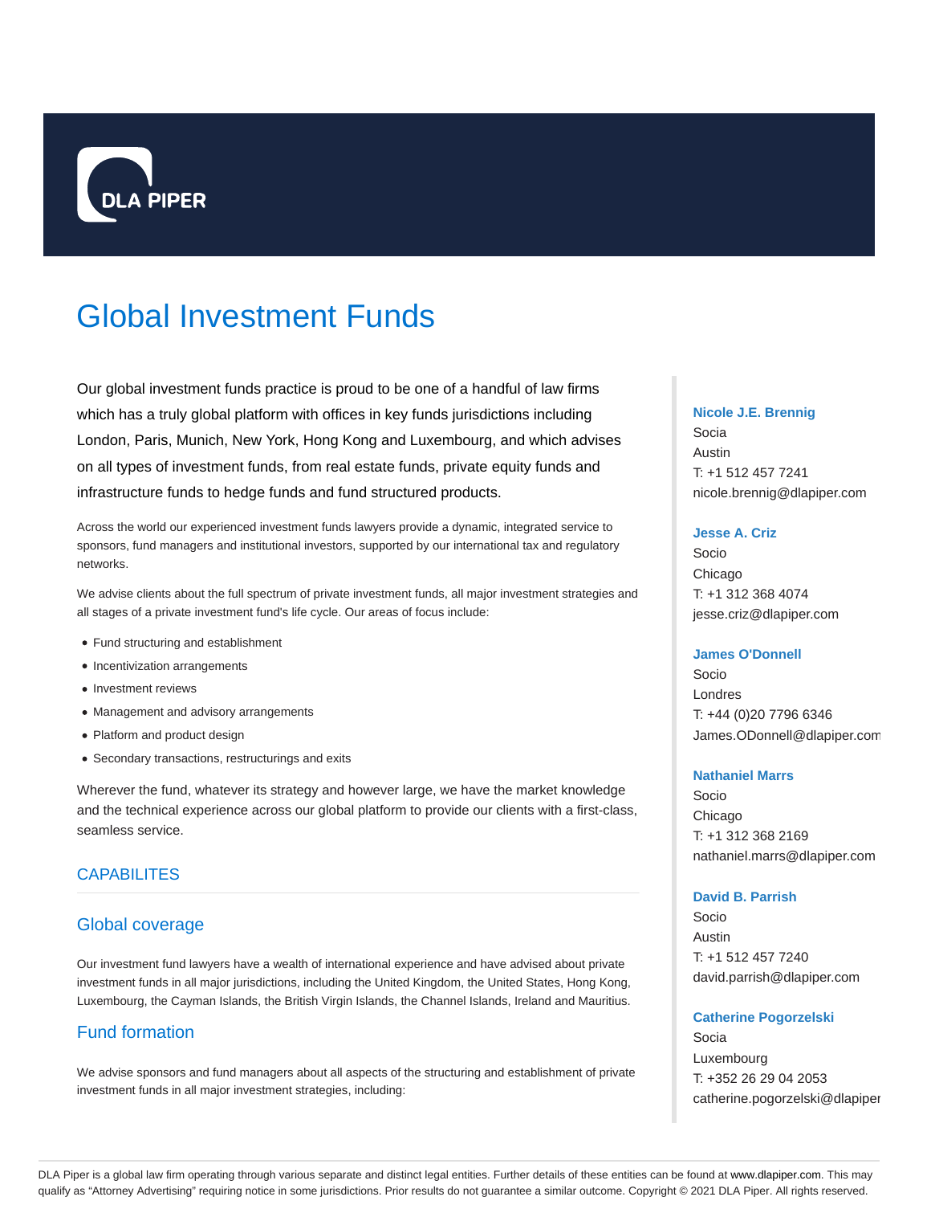DLA PIPER

# Global Investment Funds

Our global investment funds practice is proud to be one of a handful of law firms which has a truly global platform with offices in key funds jurisdictions including London, Paris, Munich, New York, Hong Kong and Luxembourg, and which advises on all types of investment funds, from real estate funds, private equity funds and infrastructure funds to hedge funds and fund structured products.

Across the world our experienced investment funds lawyers provide a dynamic, integrated service to sponsors, fund managers and institutional investors, supported by our international tax and regulatory networks.

We advise clients about the full spectrum of private investment funds, all major investment strategies and all stages of a private investment fund's life cycle. Our areas of focus include:

- Fund structuring and establishment
- Incentivization arrangements
- Investment reviews
- Management and advisory arrangements
- Platform and product design
- Secondary transactions, restructurings and exits

Wherever the fund, whatever its strategy and however large, we have the market knowledge and the technical experience across our global platform to provide our clients with a first-class, seamless service.

## CAPABILITES

### Global coverage

Our investment fund lawyers have a wealth of international experience and have advised about private investment funds in all major jurisdictions, including the United Kingdom, the United States, Hong Kong, Luxembourg, the Cayman Islands, the British Virgin Islands, the Channel Islands, Ireland and Mauritius.

### Fund formation

We advise sponsors and fund managers about all aspects of the structuring and establishment of private investment funds in all major investment strategies, including:

**Nicole J.E. Brennig**
Socia
Austin
T: +1 512 457 7241
nicole.brennig@dlapiper.com

**Jesse A. Criz**
Socio
Chicago
T: +1 312 368 4074
jesse.criz@dlapiper.com

**James O'Donnell**
Socio
Londres
T: +44 (0)20 7796 6346
James.ODonnell@dlapiper.com

**Nathaniel Marrs**
Socio
Chicago
T: +1 312 368 2169
nathaniel.marrs@dlapiper.com

**David B. Parrish**
Socio
Austin
T: +1 512 457 7240
david.parrish@dlapiper.com

**Catherine Pogorzelski**
Socia
Luxembourg
T: +352 26 29 04 2053
catherine.pogorzelski@dlapiper

DLA Piper is a global law firm operating through various separate and distinct legal entities. Further details of these entities can be found at www.dlapiper.com. This may qualify as "Attorney Advertising" requiring notice in some jurisdictions. Prior results do not guarantee a similar outcome. Copyright © 2021 DLA Piper. All rights reserved.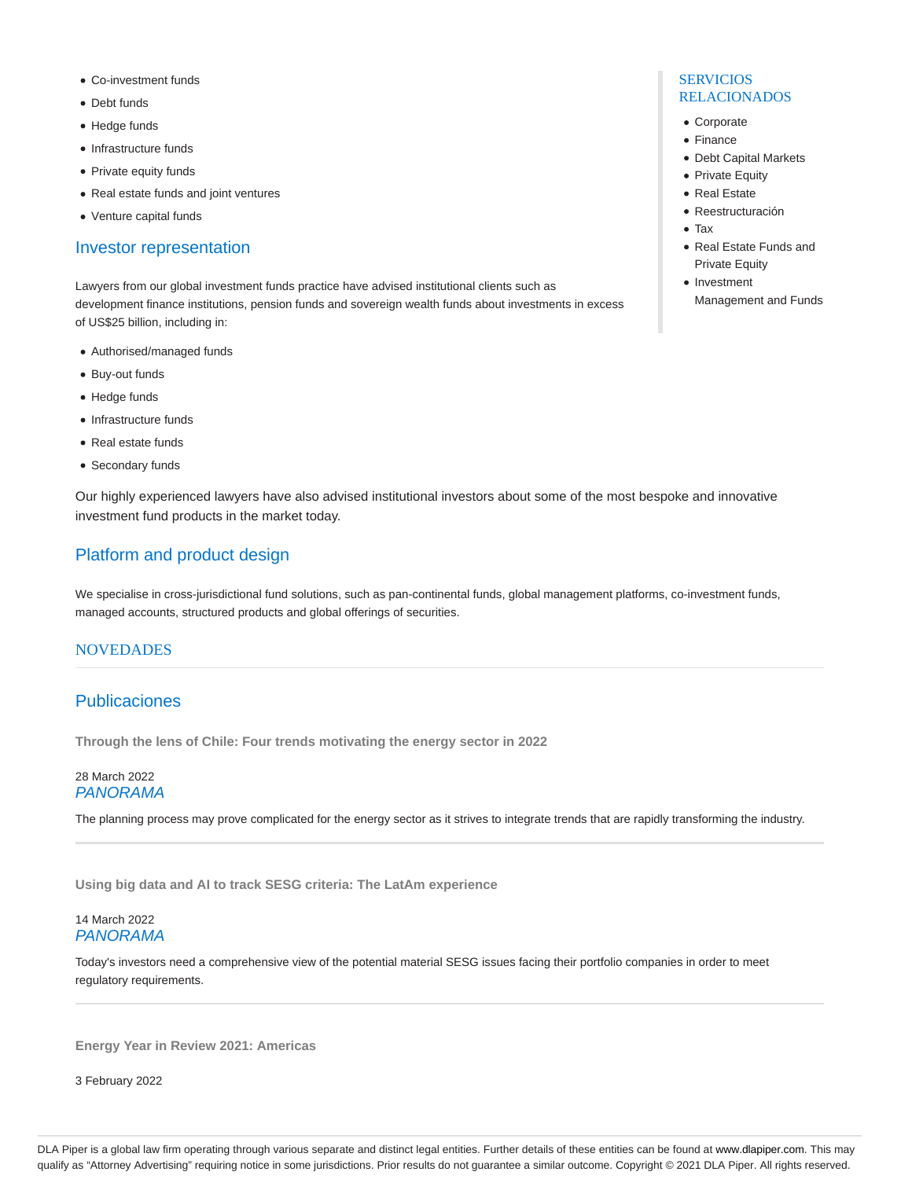- Co-investment funds
- Debt funds
- Hedge funds
- Infrastructure funds
- Private equity funds
- Real estate funds and joint ventures
- Venture capital funds

## Investor representation

Lawyers from our global investment funds practice have advised institutional clients such as development finance institutions, pension funds and sovereign wealth funds about investments in excess of US$25 billion, including in:

- Authorised/managed funds
- Buy-out funds
- Hedge funds
- Infrastructure funds
- Real estate funds
- Secondary funds

Our highly experienced lawyers have also advised institutional investors about some of the most bespoke and innovative investment fund products in the market today.

## Platform and product design

We specialise in cross-jurisdictional fund solutions, such as pan-continental funds, global management platforms, co-investment funds, managed accounts, structured products and global offerings of securities.

## SERVICIOS RELACIONADOS

- Corporate
- Finance
- Debt Capital Markets
- Private Equity
- Real Estate
- Reestructuración
- Tax
- Real Estate Funds and Private Equity
- Investment Management and Funds

## NOVEDADES

## Publicaciones

**Through the lens of Chile: Four trends motivating the energy sector in 2022**

28 March 2022
*PANORAMA*

The planning process may prove complicated for the energy sector as it strives to integrate trends that are rapidly transforming the industry.

---

**Using big data and AI to track SESG criteria: The LatAm experience**

14 March 2022
*PANORAMA*

Today's investors need a comprehensive view of the potential material SESG issues facing their portfolio companies in order to meet regulatory requirements.

---

**Energy Year in Review 2021: Americas**

3 February 2022

DLA Piper is a global law firm operating through various separate and distinct legal entities. Further details of these entities can be found at www.dlapiper.com. This may qualify as "Attorney Advertising" requiring notice in some jurisdictions. Prior results do not guarantee a similar outcome. Copyright © 2021 DLA Piper. All rights reserved.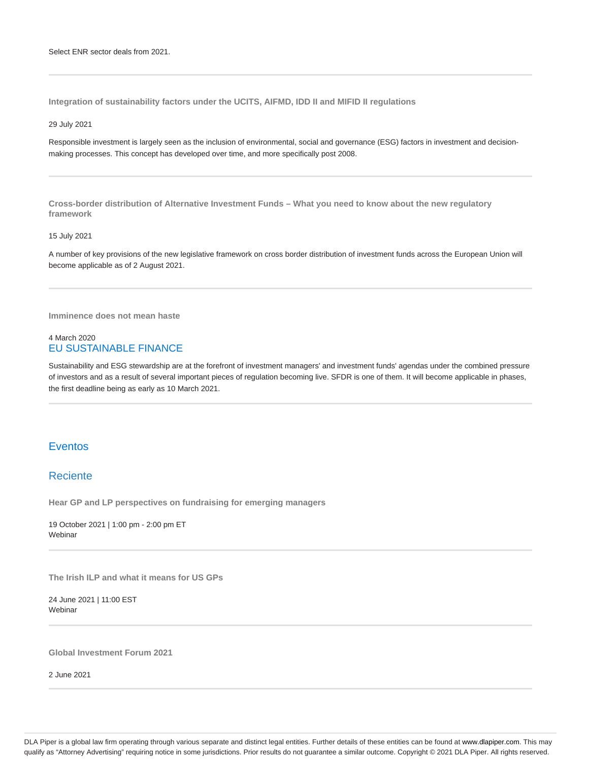Select ENR sector deals from 2021.

---

**Integration of sustainability factors under the UCITS, AIFMD, IDD II and MIFID II regulations**

29 July 2021

Responsible investment is largely seen as the inclusion of environmental, social and governance (ESG) factors in investment and decision-making processes. This concept has developed over time, and more specifically post 2008.

---

**Cross-border distribution of Alternative Investment Funds – What you need to know about the new regulatory framework**

15 July 2021

A number of key provisions of the new legislative framework on cross border distribution of investment funds across the European Union will become applicable as of 2 August 2021.

---

**Imminence does not mean haste**

4 March 2020
EU SUSTAINABLE FINANCE

Sustainability and ESG stewardship are at the forefront of investment managers' and investment funds' agendas under the combined pressure of investors and as a result of several important pieces of regulation becoming live. SFDR is one of them. It will become applicable in phases, the first deadline being as early as 10 March 2021.

---

## Eventos

## Reciente

**Hear GP and LP perspectives on fundraising for emerging managers**

19 October 2021 | 1:00 pm - 2:00 pm ET
Webinar

---

**The Irish ILP and what it means for US GPs**

24 June 2021 | 11:00 EST
Webinar

---

**Global Investment Forum 2021**

2 June 2021

---

DLA Piper is a global law firm operating through various separate and distinct legal entities. Further details of these entities can be found at www.dlapiper.com. This may qualify as "Attorney Advertising" requiring notice in some jurisdictions. Prior results do not guarantee a similar outcome. Copyright © 2021 DLA Piper. All rights reserved.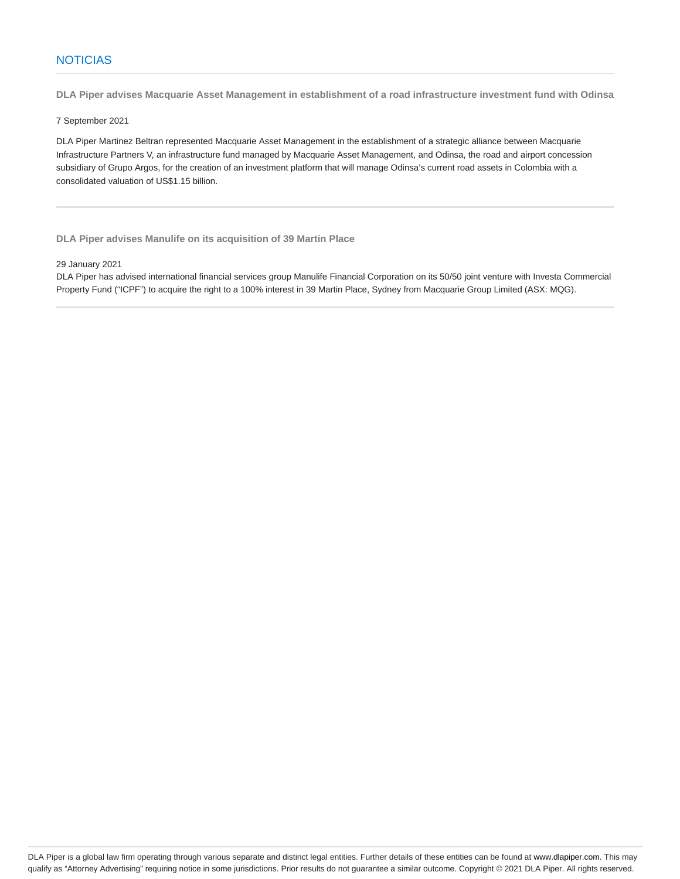## NOTICIAS

### DLA Piper advises Macquarie Asset Management in establishment of a road infrastructure investment fund with Odinsa

7 September 2021

DLA Piper Martinez Beltran represented Macquarie Asset Management in the establishment of a strategic alliance between Macquarie Infrastructure Partners V, an infrastructure fund managed by Macquarie Asset Management, and Odinsa, the road and airport concession subsidiary of Grupo Argos, for the creation of an investment platform that will manage Odinsa's current road assets in Colombia with a consolidated valuation of US$1.15 billion.

---

### DLA Piper advises Manulife on its acquisition of 39 Martin Place

29 January 2021

DLA Piper has advised international financial services group Manulife Financial Corporation on its 50/50 joint venture with Investa Commercial Property Fund ("ICPF") to acquire the right to a 100% interest in 39 Martin Place, Sydney from Macquarie Group Limited (ASX: MQG).

---

DLA Piper is a global law firm operating through various separate and distinct legal entities. Further details of these entities can be found at www.dlapiper.com. This may qualify as "Attorney Advertising" requiring notice in some jurisdictions. Prior results do not guarantee a similar outcome. Copyright © 2021 DLA Piper. All rights reserved.